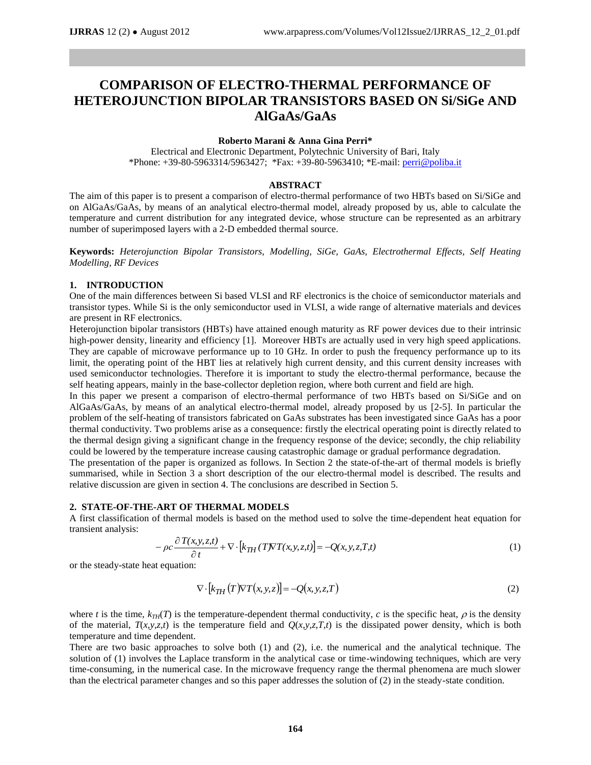# COMPARISON OF ELECTRO-THERMAL PERFORMANCE OF HETEROJUNCTION BIPOLAR TRANSISTORS BASED ON Si/SiGe AND AlGaAs/GaAs

**Roberto Marani & Anna Gina Perri***

Electrical and Electronic Department, Polytechnic University of Bari, Italy
*Phone: +39-80-5963314/5963427; *Fax: +39-80-5963410; *E-mail: perri@poliba.it

## ABSTRACT

The aim of this paper is to present a comparison of electro-thermal performance of two HBTs based on Si/SiGe and on AlGaAs/GaAs, by means of an analytical electro-thermal model, already proposed by us, able to calculate the temperature and current distribution for any integrated device, whose structure can be represented as an arbitrary number of superimposed layers with a 2-D embedded thermal source.

**Keywords:** *Heterojunction Bipolar Transistors, Modelling, SiGe, GaAs, Electrothermal Effects, Self Heating Modelling, RF Devices*

## 1. INTRODUCTION

One of the main differences between Si based VLSI and RF electronics is the choice of semiconductor materials and transistor types. While Si is the only semiconductor used in VLSI, a wide range of alternative materials and devices are present in RF electronics.

Heterojunction bipolar transistors (HBTs) have attained enough maturity as RF power devices due to their intrinsic high-power density, linearity and efficiency [1]. Moreover HBTs are actually used in very high speed applications. They are capable of microwave performance up to 10 GHz. In order to push the frequency performance up to its limit, the operating point of the HBT lies at relatively high current density, and this current density increases with used semiconductor technologies. Therefore it is important to study the electro-thermal performance, because the self heating appears, mainly in the base-collector depletion region, where both current and field are high.

In this paper we present a comparison of electro-thermal performance of two HBTs based on Si/SiGe and on AlGaAs/GaAs, by means of an analytical electro-thermal model, already proposed by us [2-5]. In particular the problem of the self-heating of transistors fabricated on GaAs substrates has been investigated since GaAs has a poor thermal conductivity. Two problems arise as a consequence: firstly the electrical operating point is directly related to the thermal design giving a significant change in the frequency response of the device; secondly, the chip reliability could be lowered by the temperature increase causing catastrophic damage or gradual performance degradation.

The presentation of the paper is organized as follows. In Section 2 the state-of-the-art of thermal models is briefly summarised, while in Section 3 a short description of the our electro-thermal model is described. The results and relative discussion are given in section 4. The conclusions are described in Section 5.

## 2. STATE-OF-THE-ART OF THERMAL MODELS

A first classification of thermal models is based on the method used to solve the time-dependent heat equation for transient analysis:

$$-\rho c \frac{\partial T(x,y,z,t)}{\partial t} + \nabla \cdot \left[ k_{TH}(T) \nabla T(x,y,z,t) \right] = -Q(x,y,z,T,t) \tag{1}$$

or the steady-state heat equation:

$$\nabla \cdot \left[ k_{TH}(T) \nabla T(x,y,z) \right] = -Q(x,y,z,T) \tag{2}$$

where $t$ is the time, $k_{TH}(T)$ is the temperature-dependent thermal conductivity, $c$ is the specific heat, $\rho$ is the density of the material, $T(x,y,z,t)$ is the temperature field and $Q(x,y,z,T,t)$ is the dissipated power density, which is both temperature and time dependent.

There are two basic approaches to solve both (1) and (2), i.e. the numerical and the analytical technique. The solution of (1) involves the Laplace transform in the analytical case or time-windowing techniques, which are very time-consuming, in the numerical case. In the microwave frequency range the thermal phenomena are much slower than the electrical parameter changes and so this paper addresses the solution of (2) in the steady-state condition.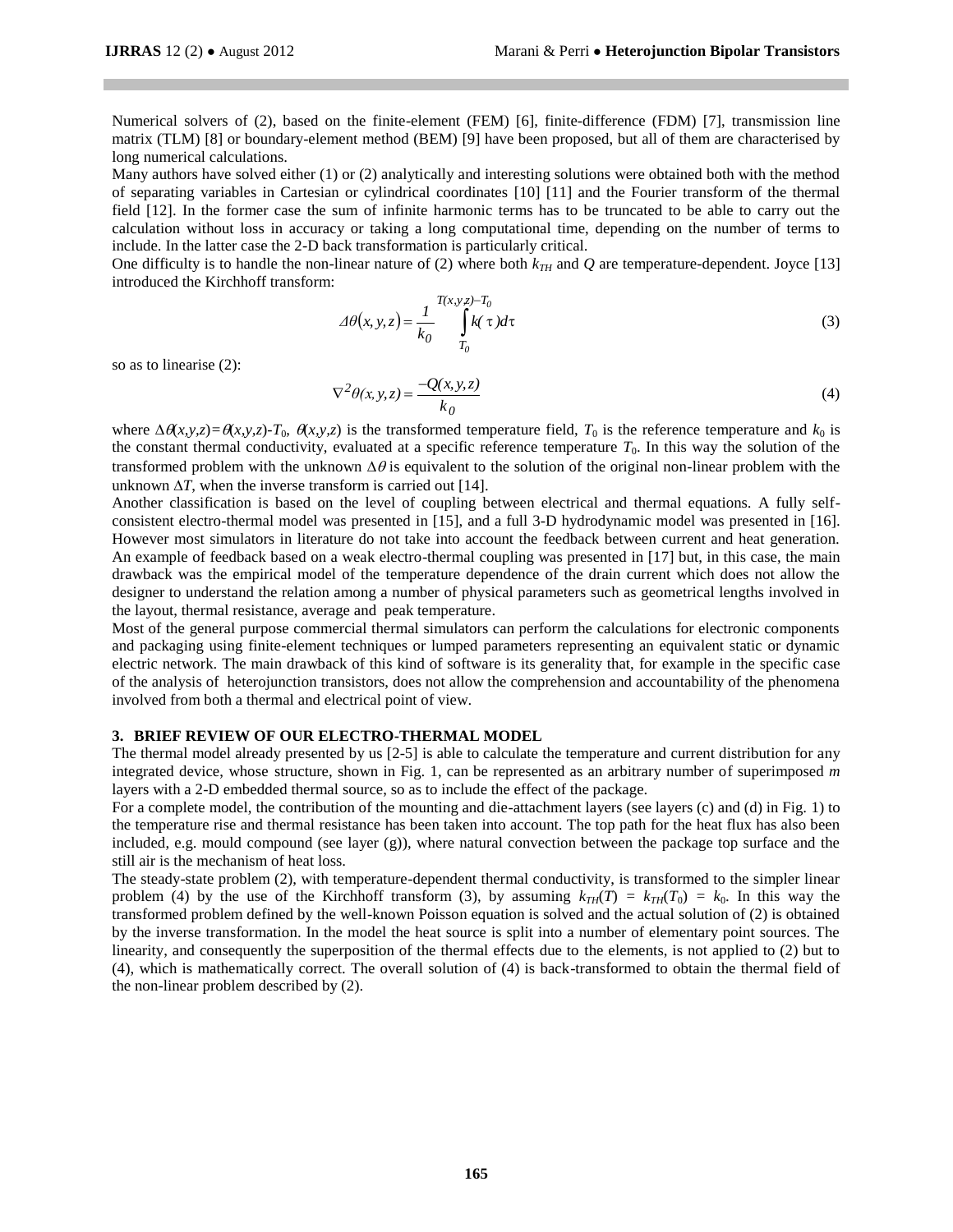Numerical solvers of (2), based on the finite-element (FEM) [6], finite-difference (FDM) [7], transmission line matrix (TLM) [8] or boundary-element method (BEM) [9] have been proposed, but all of them are characterised by long numerical calculations.

Many authors have solved either (1) or (2) analytically and interesting solutions were obtained both with the method of separating variables in Cartesian or cylindrical coordinates [10] [11] and the Fourier transform of the thermal field [12]. In the former case the sum of infinite harmonic terms has to be truncated to be able to carry out the calculation without loss in accuracy or taking a long computational time, depending on the number of terms to include. In the latter case the 2-D back transformation is particularly critical.

One difficulty is to handle the non-linear nature of (2) where both $k_{TH}$ and $Q$ are temperature-dependent. Joyce [13] introduced the Kirchhoff transform:

$$\Delta\theta(x,y,z) = \frac{1}{k_0} \int_{T_0}^{T(x,y,z)-T_0} k(\tau)d\tau \tag{3}$$

so as to linearise (2):

$$\nabla^2\theta(x,y,z) = \frac{-Q(x,y,z)}{k_0} \tag{4}$$

where $\Delta\theta(x,y,z)=\theta(x,y,z)-T_0$, $\theta(x,y,z)$ is the transformed temperature field, $T_0$ is the reference temperature and $k_0$ is the constant thermal conductivity, evaluated at a specific reference temperature $T_0$. In this way the solution of the transformed problem with the unknown $\Delta\theta$ is equivalent to the solution of the original non-linear problem with the unknown $\Delta T$, when the inverse transform is carried out [14].

Another classification is based on the level of coupling between electrical and thermal equations. A fully self-consistent electro-thermal model was presented in [15], and a full 3-D hydrodynamic model was presented in [16]. However most simulators in literature do not take into account the feedback between current and heat generation. An example of feedback based on a weak electro-thermal coupling was presented in [17] but, in this case, the main drawback was the empirical model of the temperature dependence of the drain current which does not allow the designer to understand the relation among a number of physical parameters such as geometrical lengths involved in the layout, thermal resistance, average and peak temperature.

Most of the general purpose commercial thermal simulators can perform the calculations for electronic components and packaging using finite-element techniques or lumped parameters representing an equivalent static or dynamic electric network. The main drawback of this kind of software is its generality that, for example in the specific case of the analysis of heterojunction transistors, does not allow the comprehension and accountability of the phenomena involved from both a thermal and electrical point of view.

## 3. BRIEF REVIEW OF OUR ELECTRO-THERMAL MODEL

The thermal model already presented by us [2-5] is able to calculate the temperature and current distribution for any integrated device, whose structure, shown in Fig. 1, can be represented as an arbitrary number of superimposed $m$ layers with a 2-D embedded thermal source, so as to include the effect of the package.

For a complete model, the contribution of the mounting and die-attachment layers (see layers (c) and (d) in Fig. 1) to the temperature rise and thermal resistance has been taken into account. The top path for the heat flux has also been included, e.g. mould compound (see layer (g)), where natural convection between the package top surface and the still air is the mechanism of heat loss.

The steady-state problem (2), with temperature-dependent thermal conductivity, is transformed to the simpler linear problem (4) by the use of the Kirchhoff transform (3), by assuming $k_{TH}(T) = k_{TH}(T_0) = k_0$. In this way the transformed problem defined by the well-known Poisson equation is solved and the actual solution of (2) is obtained by the inverse transformation. In the model the heat source is split into a number of elementary point sources. The linearity, and consequently the superposition of the thermal effects due to the elements, is not applied to (2) but to (4), which is mathematically correct. The overall solution of (4) is back-transformed to obtain the thermal field of the non-linear problem described by (2).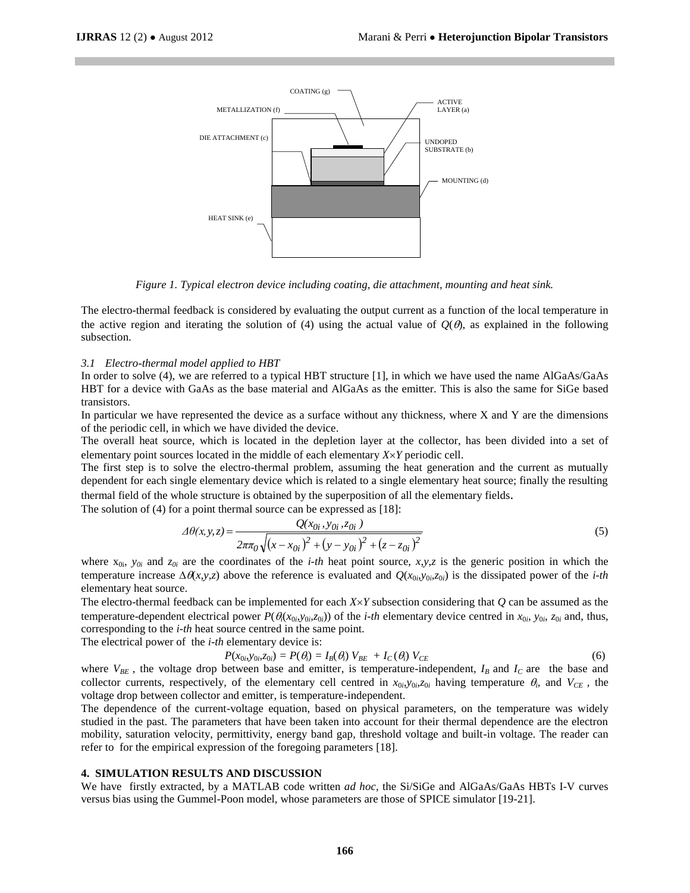COATING (g)

METALLIZATION (f)

ACTIVE LAYER (a)

DIE ATTACHMENT (c)

UNDOPED SUBSTRATE (b)

MOUNTING (d)

HEAT SINK (e)

*Figure 1. Typical electron device including coating, die attachment, mounting and heat sink.*

The electro-thermal feedback is considered by evaluating the output current as a function of the local temperature in the active region and iterating the solution of (4) using the actual value of $Q(\theta)$, as explained in the following subsection.

### *3.1 Electro-thermal model applied to HBT*

In order to solve (4), we are referred to a typical HBT structure [1], in which we have used the name AlGaAs/GaAs HBT for a device with GaAs as the base material and AlGaAs as the emitter. This is also the same for SiGe based transistors.

In particular we have represented the device as a surface without any thickness, where X and Y are the dimensions of the periodic cell, in which we have divided the device.

The overall heat source, which is located in the depletion layer at the collector, has been divided into a set of elementary point sources located in the middle of each elementary $X\times Y$ periodic cell.

The first step is to solve the electro-thermal problem, assuming the heat generation and the current as mutually dependent for each single elementary device which is related to a single elementary heat source; finally the resulting thermal field of the whole structure is obtained by the superposition of all the elementary fields.

The solution of (4) for a point thermal source can be expressed as [18]:

$$\Delta\theta(x,y,z) = \frac{Q(x_{0i}, y_{0i}, z_{0i})}{2\pi\pi_0\sqrt{(x-x_{0i})^2 + (y-y_{0i})^2 + (z-z_{0i})^2}} \tag{5}$$

where $x_{0i}$, $y_{0i}$ and $z_{0i}$ are the coordinates of the *i-th* heat point source, $x,y,z$ is the generic position in which the temperature increase $\Delta\theta(x,y,z)$ above the reference is evaluated and $Q(x_{0i},y_{0i},z_{0i})$ is the dissipated power of the *i-th* elementary heat source.

The electro-thermal feedback can be implemented for each $X\times Y$ subsection considering that $Q$ can be assumed as the temperature-dependent electrical power $P(\theta_i(x_{0i},y_{0i},z_{0i}))$ of the *i-th* elementary device centred in $x_{0i}$, $y_{0i}$, $z_{0i}$ and, thus, corresponding to the *i-th* heat source centred in the same point.

The electrical power of the *i-th* elementary device is:

$$P(x_{0i},y_{0i},z_{0i}) = P(\theta_i) = I_B(\theta_i)\, V_{BE} + I_C(\theta_i)\, V_{CE} \tag{6}$$

where $V_{BE}$, the voltage drop between base and emitter, is temperature-independent, $I_B$ and $I_C$ are the base and collector currents, respectively, of the elementary cell centred in $x_{0i},y_{0i},z_{0i}$ having temperature $\theta_i$, and $V_{CE}$, the voltage drop between collector and emitter, is temperature-independent.

The dependence of the current-voltage equation, based on physical parameters, on the temperature was widely studied in the past. The parameters that have been taken into account for their thermal dependence are the electron mobility, saturation velocity, permittivity, energy band gap, threshold voltage and built-in voltage. The reader can refer to for the empirical expression of the foregoing parameters [18].

## 4. SIMULATION RESULTS AND DISCUSSION

We have firstly extracted, by a MATLAB code written *ad hoc*, the Si/SiGe and AlGaAs/GaAs HBTs I-V curves versus bias using the Gummel-Poon model, whose parameters are those of SPICE simulator [19-21].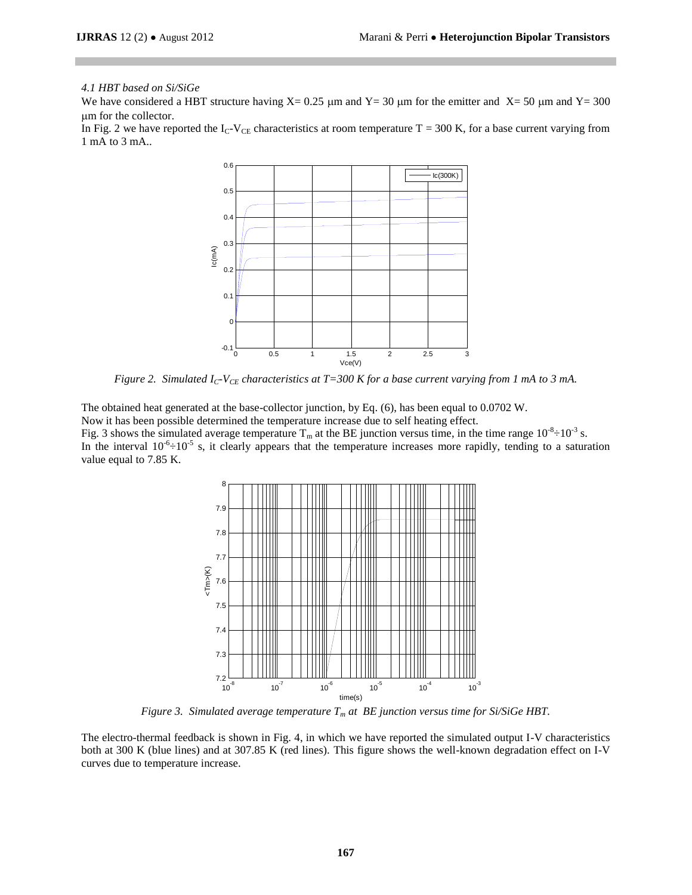*4.1 HBT based on Si/SiGe*

We have considered a HBT structure having X= 0.25 μm and Y= 30 μm for the emitter and X= 50 μm and Y= 300 μm for the collector.

In Fig. 2 we have reported the $I_C$-$V_{CE}$ characteristics at room temperature T = 300 K, for a base current varying from 1 mA to 3 mA..

*Figure 2. Simulated $I_C$-$V_{CE}$ characteristics at T=300 K for a base current varying from 1 mA to 3 mA.*

The obtained heat generated at the base-collector junction, by Eq. (6), has been equal to 0.0702 W.

Now it has been possible determined the temperature increase due to self heating effect.

Fig. 3 shows the simulated average temperature $T_m$ at the BE junction versus time, in the time range $10^{-8} \div 10^{-3}$ s.

In the interval $10^{-6} \div 10^{-5}$ s, it clearly appears that the temperature increases more rapidly, tending to a saturation value equal to 7.85 K.

*Figure 3. Simulated average temperature $T_m$ at BE junction versus time for Si/SiGe HBT.*

The electro-thermal feedback is shown in Fig. 4, in which we have reported the simulated output I-V characteristics both at 300 K (blue lines) and at 307.85 K (red lines). This figure shows the well-known degradation effect on I-V curves due to temperature increase.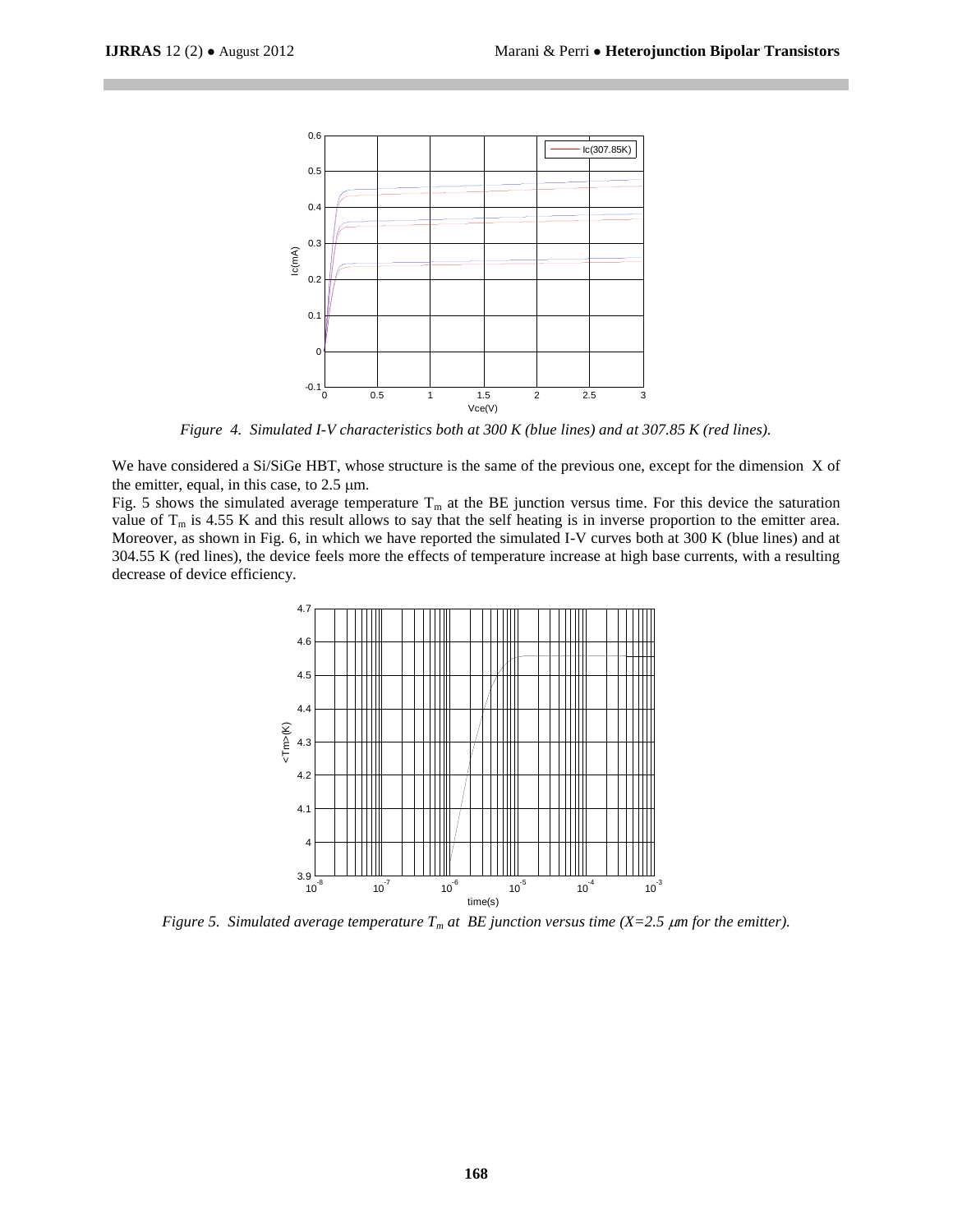*Figure 4. Simulated I-V characteristics both at 300 K (blue lines) and at 307.85 K (red lines).*

We have considered a Si/SiGe HBT, whose structure is the same of the previous one, except for the dimension X of the emitter, equal, in this case, to 2.5 μm.

Fig. 5 shows the simulated average temperature $T_m$ at the BE junction versus time. For this device the saturation value of $T_m$ is 4.55 K and this result allows to say that the self heating is in inverse proportion to the emitter area. Moreover, as shown in Fig. 6, in which we have reported the simulated I-V curves both at 300 K (blue lines) and at 304.55 K (red lines), the device feels more the effects of temperature increase at high base currents, with a resulting decrease of device efficiency.

*Figure 5. Simulated average temperature $T_m$ at BE junction versus time (X=2.5 μm for the emitter).*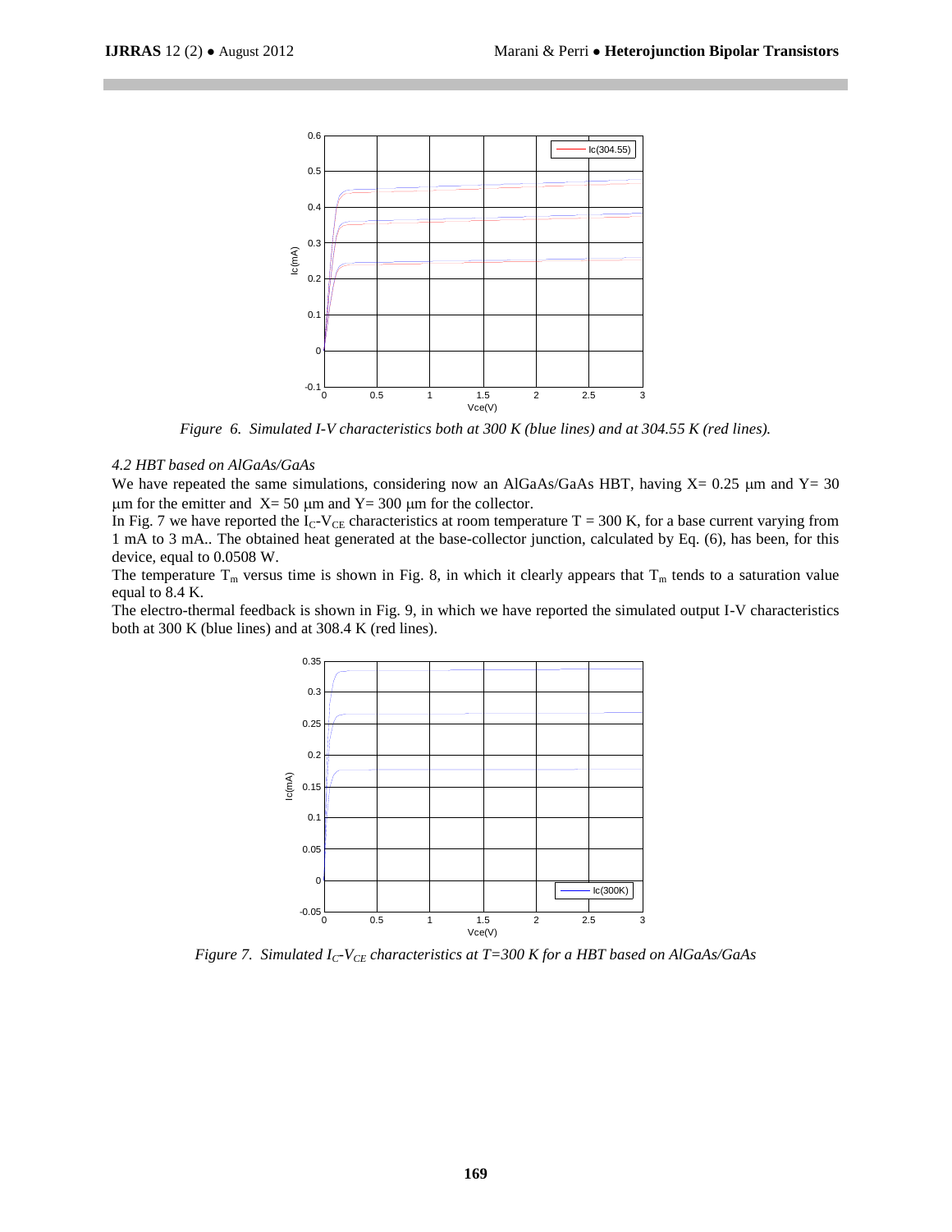Figure 6. Simulated I-V characteristics both at 300 K (blue lines) and at 304.55 K (red lines).

### *4.2 HBT based on AlGaAs/GaAs*

We have repeated the same simulations, considering now an AlGaAs/GaAs HBT, having X= 0.25 μm and Y= 30 μm for the emitter and X= 50 μm and Y= 300 μm for the collector.

In Fig. 7 we have reported the $I_C$-$V_{CE}$ characteristics at room temperature T = 300 K, for a base current varying from 1 mA to 3 mA.. The obtained heat generated at the base-collector junction, calculated by Eq. (6), has been, for this device, equal to 0.0508 W.

The temperature $T_m$ versus time is shown in Fig. 8, in which it clearly appears that $T_m$ tends to a saturation value equal to 8.4 K.

The electro-thermal feedback is shown in Fig. 9, in which we have reported the simulated output I-V characteristics both at 300 K (blue lines) and at 308.4 K (red lines).

Figure 7. Simulated $I_C$-$V_{CE}$ characteristics at T=300 K for a HBT based on AlGaAs/GaAs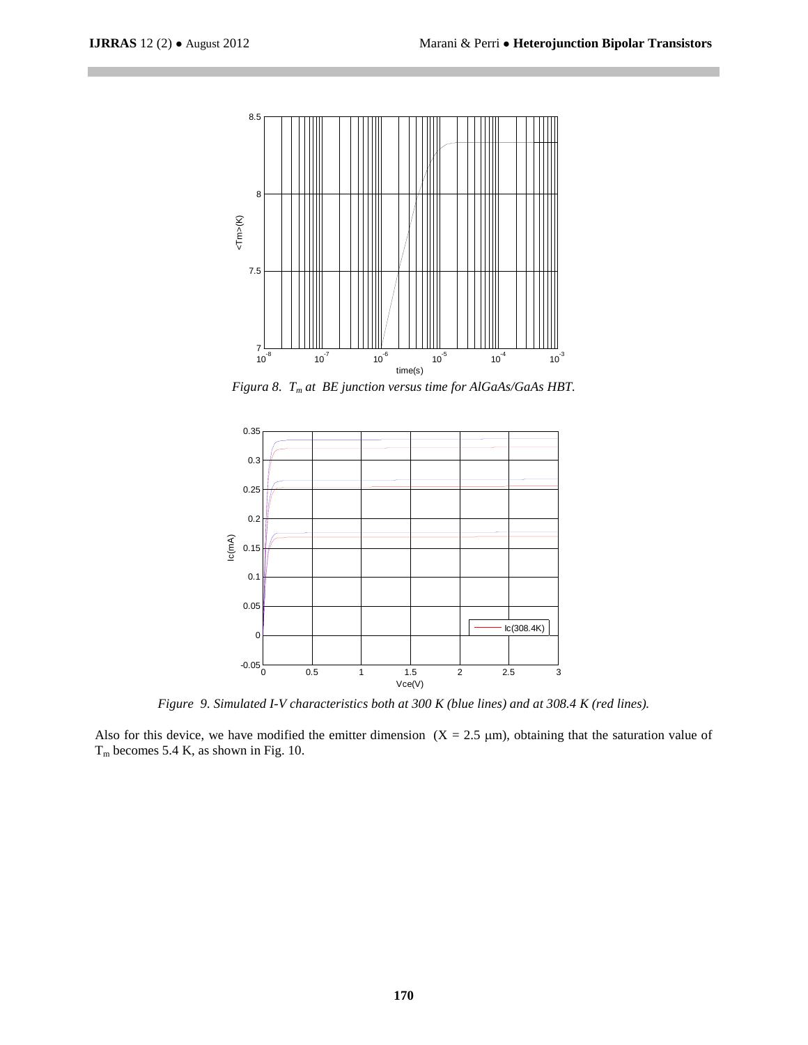*Figura 8. $T_m$ at BE junction versus time for AlGaAs/GaAs HBT.*

*Figure 9. Simulated I-V characteristics both at 300 K (blue lines) and at 308.4 K (red lines).*

Also for this device, we have modified the emitter dimension ($X = 2.5$ μm), obtaining that the saturation value of $T_m$ becomes 5.4 K, as shown in Fig. 10.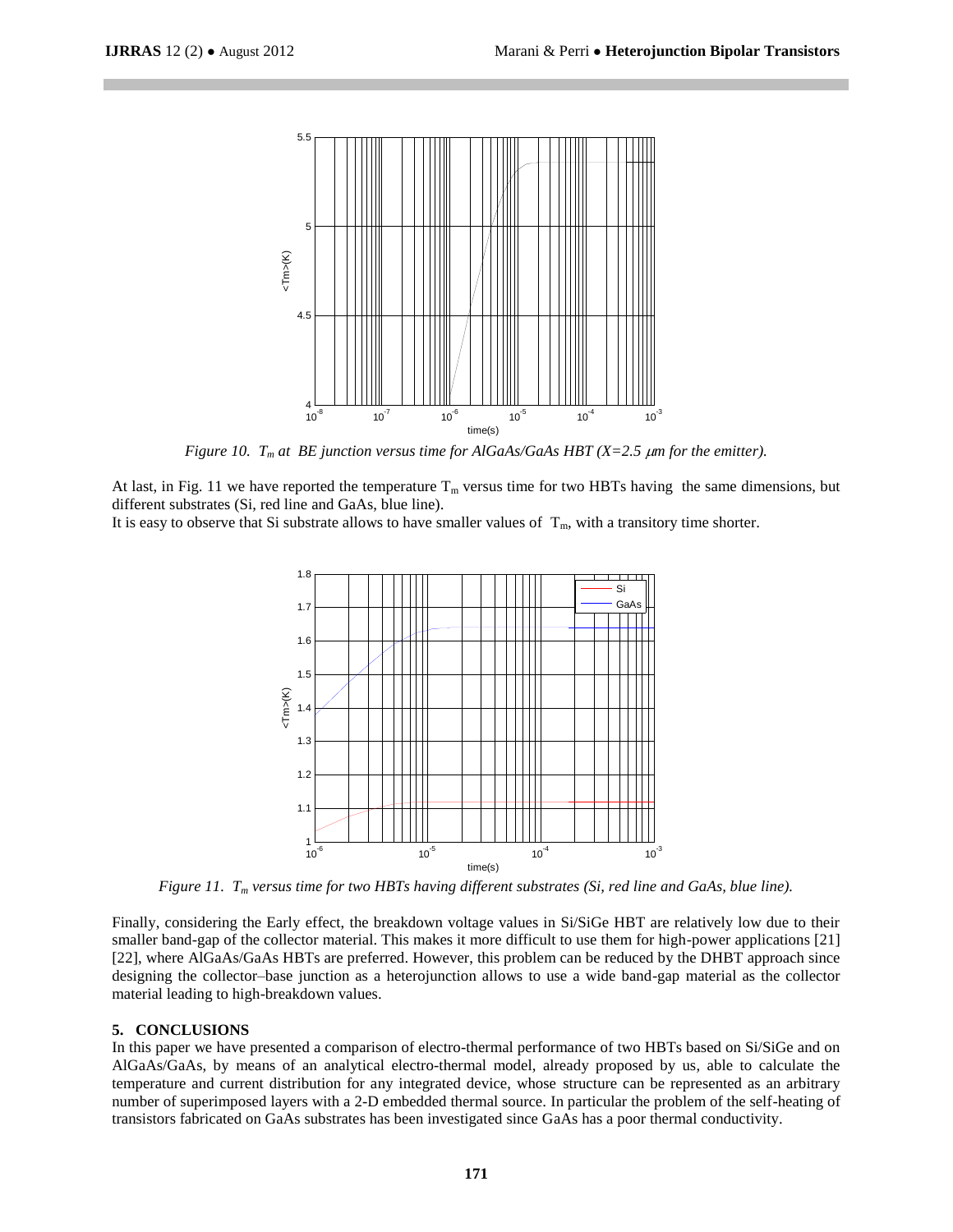*Figure 10. $T_m$ at BE junction versus time for AlGaAs/GaAs HBT (X=2.5 μm for the emitter).*

At last, in Fig. 11 we have reported the temperature $T_m$ versus time for two HBTs having the same dimensions, but different substrates (Si, red line and GaAs, blue line).

It is easy to observe that Si substrate allows to have smaller values of $T_m$, with a transitory time shorter.

*Figure 11. $T_m$ versus time for two HBTs having different substrates (Si, red line and GaAs, blue line).*

Finally, considering the Early effect, the breakdown voltage values in Si/SiGe HBT are relatively low due to their smaller band-gap of the collector material. This makes it more difficult to use them for high-power applications [21] [22], where AlGaAs/GaAs HBTs are preferred. However, this problem can be reduced by the DHBT approach since designing the collector–base junction as a heterojunction allows to use a wide band-gap material as the collector material leading to high-breakdown values.

## 5. CONCLUSIONS

In this paper we have presented a comparison of electro-thermal performance of two HBTs based on Si/SiGe and on AlGaAs/GaAs, by means of an analytical electro-thermal model, already proposed by us, able to calculate the temperature and current distribution for any integrated device, whose structure can be represented as an arbitrary number of superimposed layers with a 2-D embedded thermal source. In particular the problem of the self-heating of transistors fabricated on GaAs substrates has been investigated since GaAs has a poor thermal conductivity.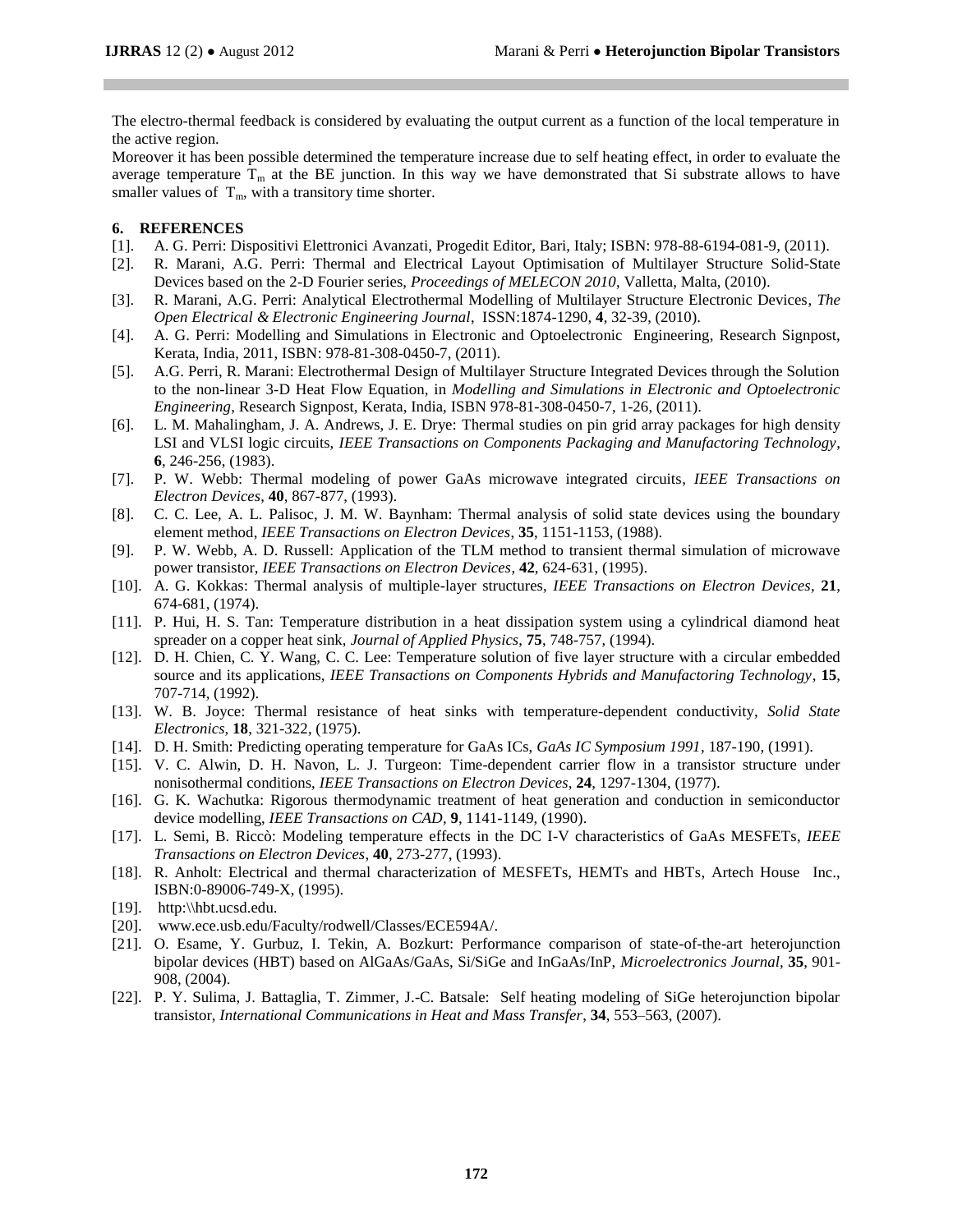The electro-thermal feedback is considered by evaluating the output current as a function of the local temperature in the active region.

Moreover it has been possible determined the temperature increase due to self heating effect, in order to evaluate the average temperature $T_m$ at the BE junction. In this way we have demonstrated that Si substrate allows to have smaller values of $T_m$, with a transitory time shorter.

## 6. REFERENCES

[1]. A. G. Perri: Dispositivi Elettronici Avanzati, Progedit Editor, Bari, Italy; ISBN: 978-88-6194-081-9, (2011).

[2]. R. Marani, A.G. Perri: Thermal and Electrical Layout Optimisation of Multilayer Structure Solid-State Devices based on the 2-D Fourier series, *Proceedings of MELECON 2010*, Valletta, Malta, (2010).

[3]. R. Marani, A.G. Perri: Analytical Electrothermal Modelling of Multilayer Structure Electronic Devices, *The Open Electrical & Electronic Engineering Journal*, ISSN:1874-1290, **4**, 32-39, (2010).

[4]. A. G. Perri: Modelling and Simulations in Electronic and Optoelectronic Engineering, Research Signpost, Kerata, India, 2011, ISBN: 978-81-308-0450-7, (2011).

[5]. A.G. Perri, R. Marani: Electrothermal Design of Multilayer Structure Integrated Devices through the Solution to the non-linear 3-D Heat Flow Equation, in *Modelling and Simulations in Electronic and Optoelectronic Engineering*, Research Signpost, Kerata, India, ISBN 978-81-308-0450-7, 1-26, (2011).

[6]. L. M. Mahalingham, J. A. Andrews, J. E. Drye: Thermal studies on pin grid array packages for high density LSI and VLSI logic circuits, *IEEE Transactions on Components Packaging and Manufactoring Technology*, **6**, 246-256, (1983).

[7]. P. W. Webb: Thermal modeling of power GaAs microwave integrated circuits, *IEEE Transactions on Electron Devices*, **40**, 867-877, (1993).

[8]. C. C. Lee, A. L. Palisoc, J. M. W. Baynham: Thermal analysis of solid state devices using the boundary element method, *IEEE Transactions on Electron Devices*, **35**, 1151-1153, (1988).

[9]. P. W. Webb, A. D. Russell: Application of the TLM method to transient thermal simulation of microwave power transistor, *IEEE Transactions on Electron Devices*, **42**, 624-631, (1995).

[10]. A. G. Kokkas: Thermal analysis of multiple-layer structures, *IEEE Transactions on Electron Devices*, **21**, 674-681, (1974).

[11]. P. Hui, H. S. Tan: Temperature distribution in a heat dissipation system using a cylindrical diamond heat spreader on a copper heat sink, *Journal of Applied Physics*, **75**, 748-757, (1994).

[12]. D. H. Chien, C. Y. Wang, C. C. Lee: Temperature solution of five layer structure with a circular embedded source and its applications, *IEEE Transactions on Components Hybrids and Manufactoring Technology*, **15**, 707-714, (1992).

[13]. W. B. Joyce: Thermal resistance of heat sinks with temperature-dependent conductivity, *Solid State Electronics*, **18**, 321-322, (1975).

[14]. D. H. Smith: Predicting operating temperature for GaAs ICs, *GaAs IC Symposium 1991*, 187-190, (1991).

[15]. V. C. Alwin, D. H. Navon, L. J. Turgeon: Time-dependent carrier flow in a transistor structure under nonisothermal conditions, *IEEE Transactions on Electron Devices*, **24**, 1297-1304, (1977).

[16]. G. K. Wachutka: Rigorous thermodynamic treatment of heat generation and conduction in semiconductor device modelling, *IEEE Transactions on CAD*, **9**, 1141-1149, (1990).

[17]. L. Semi, B. Riccò: Modeling temperature effects in the DC I-V characteristics of GaAs MESFETs, *IEEE Transactions on Electron Devices*, **40**, 273-277, (1993).

[18]. R. Anholt: Electrical and thermal characterization of MESFETs, HEMTs and HBTs, Artech House Inc., ISBN:0-89006-749-X, (1995).

[19]. http:\\hbt.ucsd.edu.

[20]. www.ece.usb.edu/Faculty/rodwell/Classes/ECE594A/.

[21]. O. Esame, Y. Gurbuz, I. Tekin, A. Bozkurt: Performance comparison of state-of-the-art heterojunction bipolar devices (HBT) based on AlGaAs/GaAs, Si/SiGe and InGaAs/InP, *Microelectronics Journal*, **35**, 901-908, (2004).

[22]. P. Y. Sulima, J. Battaglia, T. Zimmer, J.-C. Batsale: Self heating modeling of SiGe heterojunction bipolar transistor, *International Communications in Heat and Mass Transfer*, **34**, 553–563, (2007).